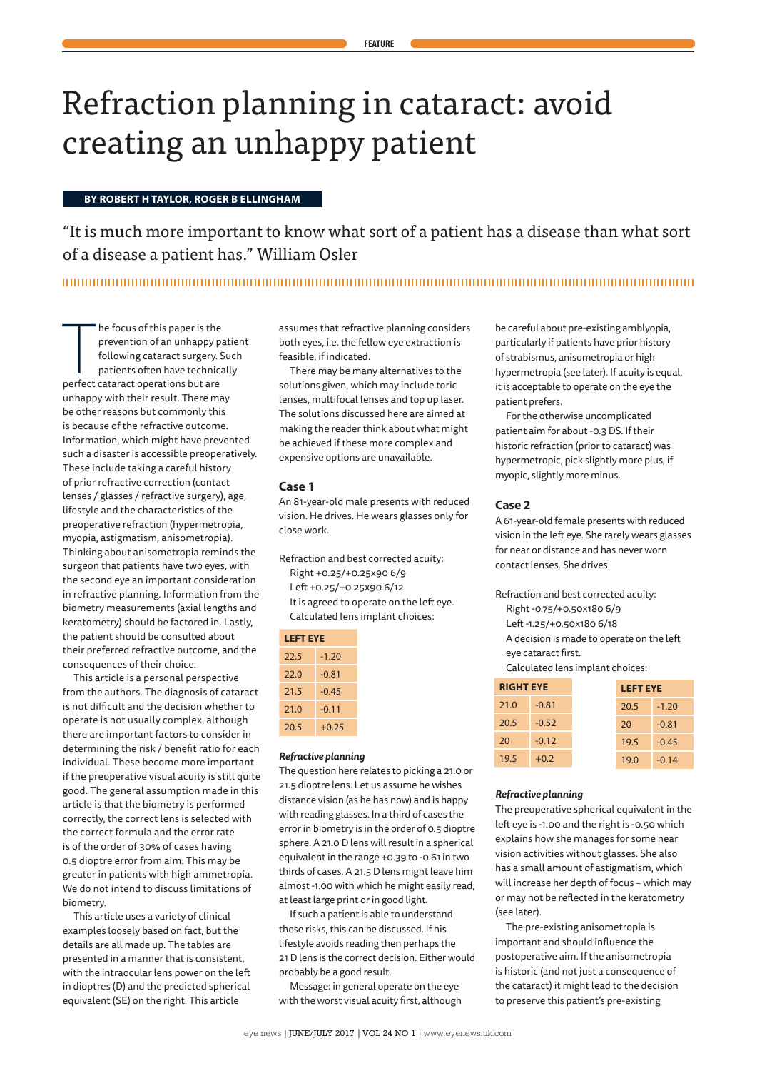FEATURE

# Refraction planning in cataract: avoid creating an unhappy patient

**BY ROBERT H TAYLOR, ROGER B ELLINGHAM**

"It is much more important to know what sort of a patient has a disease than what sort of a disease a patient has." William Osler

The focus of this paper is the prevention of an unhappy patient following cataract surgery. Such patients often have technically perfect cataract operations but are unhappy with their result. There may be other reasons but commonly this is because of the refractive outcome. Information, which might have prevented such a disaster is accessible preoperatively. These include taking a careful history of prior refractive correction (contact lenses / glasses / refractive surgery), age, lifestyle and the characteristics of the preoperative refraction (hypermetropia, myopia, astigmatism, anisometropia). Thinking about anisometropia reminds the surgeon that patients have two eyes, with the second eye an important consideration in refractive planning. Information from the biometry measurements (axial lengths and keratometry) should be factored in. Lastly, the patient should be consulted about their preferred refractive outcome, and the consequences of their choice.

This article is a personal perspective from the authors. The diagnosis of cataract is not difficult and the decision whether to operate is not usually complex, although there are important factors to consider in determining the risk / benefit ratio for each individual. These become more important if the preoperative visual acuity is still quite good. The general assumption made in this article is that the biometry is performed correctly, the correct lens is selected with the correct formula and the error rate is of the order of 30% of cases having 0.5 dioptre error from aim. This may be greater in patients with high ammetropia. We do not intend to discuss limitations of biometry.

This article uses a variety of clinical examples loosely based on fact, but the details are all made up. The tables are presented in a manner that is consistent, with the intraocular lens power on the left in dioptres (D) and the predicted spherical equivalent (SE) on the right. This article assumes that refractive planning considers both eyes, i.e. the fellow eye extraction is feasible, if indicated.

There may be many alternatives to the solutions given, which may include toric lenses, multifocal lenses and top up laser. The solutions discussed here are aimed at making the reader think about what might be achieved if these more complex and expensive options are unavailable.

### Case 1

An 81-year-old male presents with reduced vision. He drives. He wears glasses only for close work.

Refraction and best corrected acuity:
Right +0.25/+0.25x90 6/9
Left +0.25/+0.25x90 6/12
It is agreed to operate on the left eye.
Calculated lens implant choices:

| LEFT EYE | |
|---|---|
| 22.5 | -1.20 |
| 22.0 | -0.81 |
| 21.5 | -0.45 |
| 21.0 | -0.11 |
| 20.5 | +0.25 |

#### *Refractive planning*

The question here relates to picking a 21.0 or 21.5 dioptre lens. Let us assume he wishes distance vision (as he has now) and is happy with reading glasses. In a third of cases the error in biometry is in the order of 0.5 dioptre sphere. A 21.0 D lens will result in a spherical equivalent in the range +0.39 to -0.61 in two thirds of cases. A 21.5 D lens might leave him almost -1.00 with which he might easily read, at least large print or in good light.

If such a patient is able to understand these risks, this can be discussed. If his lifestyle avoids reading then perhaps the 21 D lens is the correct decision. Either would probably be a good result.

Message: in general operate on the eye with the worst visual acuity first, although be careful about pre-existing amblyopia, particularly if patients have prior history of strabismus, anisometropia or high hypermetropia (see later). If acuity is equal, it is acceptable to operate on the eye the patient prefers.

For the otherwise uncomplicated patient aim for about -0.3 DS. If their historic refraction (prior to cataract) was hypermetropic, pick slightly more plus, if myopic, slightly more minus.

### Case 2

A 61-year-old female presents with reduced vision in the left eye. She rarely wears glasses for near or distance and has never worn contact lenses. She drives.

Refraction and best corrected acuity:
Right -0.75/+0.50x180 6/9
Left -1.25/+0.50x180 6/18
A decision is made to operate on the left eye cataract first.
Calculated lens implant choices:

| RIGHT EYE | |
|---|---|
| 21.0 | -0.81 |
| 20.5 | -0.52 |
| 20 | -0.12 |
| 19.5 | +0.2 |

| LEFT EYE | |
|---|---|
| 20.5 | -1.20 |
| 20 | -0.81 |
| 19.5 | -0.45 |
| 19.0 | -0.14 |

#### *Refractive planning*

The preoperative spherical equivalent in the left eye is -1.00 and the right is -0.50 which explains how she manages for some near vision activities without glasses. She also has a small amount of astigmatism, which will increase her depth of focus – which may or may not be reflected in the keratometry (see later).

The pre-existing anisometropia is important and should influence the postoperative aim. If the anisometropia is historic (and not just a consequence of the cataract) it might lead to the decision to preserve this patient's pre-existing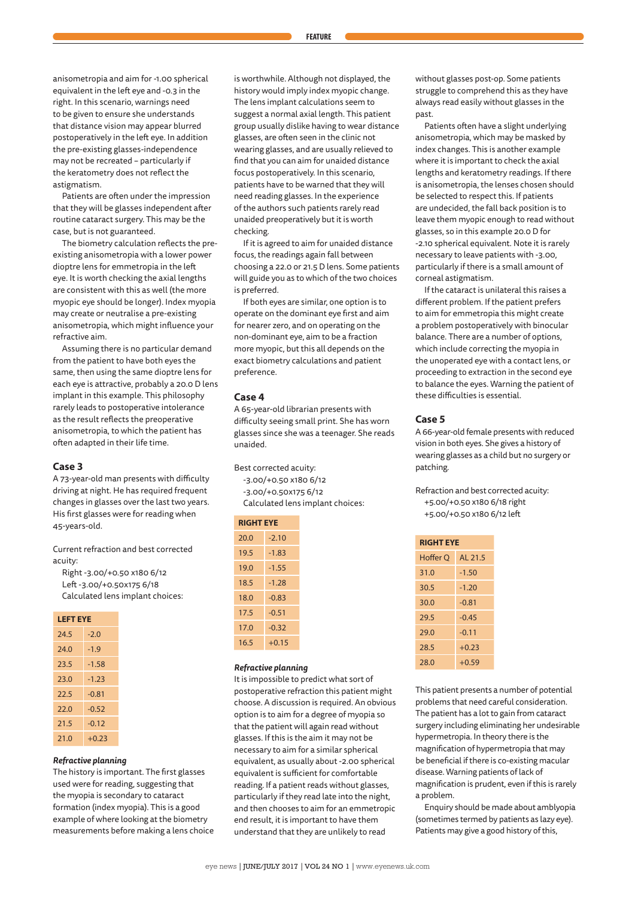anisometropia and aim for -1.00 spherical equivalent in the left eye and -0.3 in the right. In this scenario, warnings need to be given to ensure she understands that distance vision may appear blurred postoperatively in the left eye. In addition the pre-existing glasses-independence may not be recreated – particularly if the keratometry does not reflect the astigmatism.

Patients are often under the impression that they will be glasses independent after routine cataract surgery. This may be the case, but is not guaranteed.

The biometry calculation reflects the pre-existing anisometropia with a lower power dioptre lens for emmetropia in the left eye. It is worth checking the axial lengths are consistent with this as well (the more myopic eye should be longer). Index myopia may create or neutralise a pre-existing anisometropia, which might influence your refractive aim.

Assuming there is no particular demand from the patient to have both eyes the same, then using the same dioptre lens for each eye is attractive, probably a 20.0 D lens implant in this example. This philosophy rarely leads to postoperative intolerance as the result reflects the preoperative anisometropia, to which the patient has often adapted in their life time.

## Case 3

A 73-year-old man presents with difficulty driving at night. He has required frequent changes in glasses over the last two years. His first glasses were for reading when 45-years-old.

Current refraction and best corrected acuity:

Right -3.00/+0.50 x180 6/12
Left -3.00/+0.50x175 6/18
Calculated lens implant choices:

| LEFT EYE | |
|---|---|
| 24.5 | -2.0 |
| 24.0 | -1.9 |
| 23.5 | -1.58 |
| 23.0 | -1.23 |
| 22.5 | -0.81 |
| 22.0 | -0.52 |
| 21.5 | -0.12 |
| 21.0 | +0.23 |

### *Refractive planning*

The history is important. The first glasses used were for reading, suggesting that the myopia is secondary to cataract formation (index myopia). This is a good example of where looking at the biometry measurements before making a lens choice is worthwhile. Although not displayed, the history would imply index myopic change. The lens implant calculations seem to suggest a normal axial length. This patient group usually dislike having to wear distance glasses, are often seen in the clinic not wearing glasses, and are usually relieved to find that you can aim for unaided distance focus postoperatively. In this scenario, patients have to be warned that they will need reading glasses. In the experience of the authors such patients rarely read unaided preoperatively but it is worth checking.

If it is agreed to aim for unaided distance focus, the readings again fall between choosing a 22.0 or 21.5 D lens. Some patients will guide you as to which of the two choices is preferred.

If both eyes are similar, one option is to operate on the dominant eye first and aim for nearer zero, and on operating on the non-dominant eye, aim to be a fraction more myopic, but this all depends on the exact biometry calculations and patient preference.

## Case 4

A 65-year-old librarian presents with difficulty seeing small print. She has worn glasses since she was a teenager. She reads unaided.

Best corrected acuity:

-3.00/+0.50 x180 6/12
-3.00/+0.50x175 6/12
Calculated lens implant choices:

| RIGHT EYE | |
|---|---|
| 20.0 | -2.10 |
| 19.5 | -1.83 |
| 19.0 | -1.55 |
| 18.5 | -1.28 |
| 18.0 | -0.83 |
| 17.5 | -0.51 |
| 17.0 | -0.32 |
| 16.5 | +0.15 |

### *Refractive planning*

It is impossible to predict what sort of postoperative refraction this patient might choose. A discussion is required. An obvious option is to aim for a degree of myopia so that the patient will again read without glasses. If this is the aim it may not be necessary to aim for a similar spherical equivalent, as usually about -2.00 spherical equivalent is sufficient for comfortable reading. If a patient reads without glasses, particularly if they read late into the night, and then chooses to aim for an emmetropic end result, it is important to have them understand that they are unlikely to read without glasses post-op. Some patients struggle to comprehend this as they have always read easily without glasses in the past.

Patients often have a slight underlying anisometropia, which may be masked by index changes. This is another example where it is important to check the axial lengths and keratometry readings. If there is anisometropia, the lenses chosen should be selected to respect this. If patients are undecided, the fall back position is to leave them myopic enough to read without glasses, so in this example 20.0 D for -2.10 spherical equivalent. Note it is rarely necessary to leave patients with -3.00, particularly if there is a small amount of corneal astigmatism.

If the cataract is unilateral this raises a different problem. If the patient prefers to aim for emmetropia this might create a problem postoperatively with binocular balance. There are a number of options, which include correcting the myopia in the unoperated eye with a contact lens, or proceeding to extraction in the second eye to balance the eyes. Warning the patient of these difficulties is essential.

## Case 5

A 66-year-old female presents with reduced vision in both eyes. She gives a history of wearing glasses as a child but no surgery or patching.

Refraction and best corrected acuity:

+5.00/+0.50 x180 6/18 right
+5.00/+0.50 x180 6/12 left

| RIGHT EYE | |
|---|---|
| Hoffer Q | AL 21.5 |
| 31.0 | -1.50 |
| 30.5 | -1.20 |
| 30.0 | -0.81 |
| 29.5 | -0.45 |
| 29.0 | -0.11 |
| 28.5 | +0.23 |
| 28.0 | +0.59 |

This patient presents a number of potential problems that need careful consideration. The patient has a lot to gain from cataract surgery including eliminating her undesirable hypermetropia. In theory there is the magnification of hypermetropia that may be beneficial if there is co-existing macular disease. Warning patients of lack of magnification is prudent, even if this is rarely a problem.

Enquiry should be made about amblyopia (sometimes termed by patients as lazy eye). Patients may give a good history of this,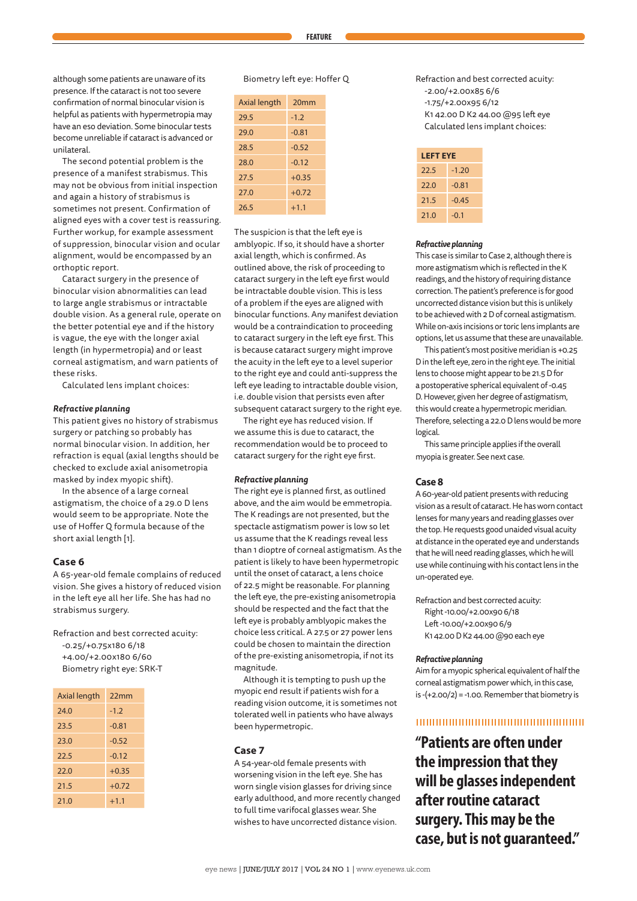although some patients are unaware of its presence. If the cataract is not too severe confirmation of normal binocular vision is helpful as patients with hypermetropia may have an eso deviation. Some binocular tests become unreliable if cataract is advanced or unilateral.

The second potential problem is the presence of a manifest strabismus. This may not be obvious from initial inspection and again a history of strabismus is sometimes not present. Confirmation of aligned eyes with a cover test is reassuring. Further workup, for example assessment of suppression, binocular vision and ocular alignment, would be encompassed by an orthoptic report.

Cataract surgery in the presence of binocular vision abnormalities can lead to large angle strabismus or intractable double vision. As a general rule, operate on the better potential eye and if the history is vague, the eye with the longer axial length (in hypermetropia) and or least corneal astigmatism, and warn patients of these risks.

Calculated lens implant choices:

### *Refractive planning*

This patient gives no history of strabismus surgery or patching so probably has normal binocular vision. In addition, her refraction is equal (axial lengths should be checked to exclude axial anisometropia masked by index myopic shift).

In the absence of a large corneal astigmatism, the choice of a 29.0 D lens would seem to be appropriate. Note the use of Hoffer Q formula because of the short axial length [1].

## Case 6

A 65-year-old female complains of reduced vision. She gives a history of reduced vision in the left eye all her life. She has had no strabismus surgery.

Refraction and best corrected acuity:
-0.25/+0.75x180 6/18
+4.00/+2.00x180 6/60
Biometry right eye: SRK-T

| Axial length | 22mm |
|---|---|
| 24.0 | -1.2 |
| 23.5 | -0.81 |
| 23.0 | -0.52 |
| 22.5 | -0.12 |
| 22.0 | +0.35 |
| 21.5 | +0.72 |
| 21.0 | +1.1 |

Biometry left eye: Hoffer Q

| Axial length | 20mm |
|---|---|
| 29.5 | -1.2 |
| 29.0 | -0.81 |
| 28.5 | -0.52 |
| 28.0 | -0.12 |
| 27.5 | +0.35 |
| 27.0 | +0.72 |
| 26.5 | +1.1 |

The suspicion is that the left eye is amblyopic. If so, it should have a shorter axial length, which is confirmed. As outlined above, the risk of proceeding to cataract surgery in the left eye first would be intractable double vision. This is less of a problem if the eyes are aligned with binocular functions. Any manifest deviation would be a contraindication to proceeding to cataract surgery in the left eye first. This is because cataract surgery might improve the acuity in the left eye to a level superior to the right eye and could anti-suppress the left eye leading to intractable double vision, i.e. double vision that persists even after subsequent cataract surgery in the right eye.

The right eye has reduced vision. If we assume this is due to cataract, the recommendation would be to proceed to cataract surgery for the right eye first.

### *Refractive planning*

The right eye is planned first, as outlined above, and the aim would be emmetropia. The K readings are not presented, but the spectacle astigmatism power is low so let us assume that the K readings reveal less than 1 dioptre of corneal astigmatism. As the patient is likely to have been hypermetropic until the onset of cataract, a lens choice of 22.5 might be reasonable. For planning the left eye, the pre-existing anisometropia should be respected and the fact that the left eye is probably amblyopic makes the choice less critical. A 27.5 or 27 power lens could be chosen to maintain the direction of the pre-existing anisometropia, if not its magnitude.

Although it is tempting to push up the myopic end result if patients wish for a reading vision outcome, it is sometimes not tolerated well in patients who have always been hypermetropic.

## Case 7

A 54-year-old female presents with worsening vision in the left eye. She has worn single vision glasses for driving since early adulthood, and more recently changed to full time varifocal glasses wear. She wishes to have uncorrected distance vision.

Refraction and best corrected acuity:
-2.00/+2.00x85 6/6
-1.75/+2.00x95 6/12
K1 42.00 D K2 44.00 @95 left eye
Calculated lens implant choices:

| LEFT EYE | |
|---|---|
| 22.5 | -1.20 |
| 22.0 | -0.81 |
| 21.5 | -0.45 |
| 21.0 | -0.1 |

### *Refractive planning*

This case is similar to Case 2, although there is more astigmatism which is reflected in the K readings, and the history of requiring distance correction. The patient's preference is for good uncorrected distance vision but this is unlikely to be achieved with 2 D of corneal astigmatism. While on-axis incisions or toric lens implants are options, let us assume that these are unavailable.

This patient's most positive meridian is +0.25 D in the left eye, zero in the right eye. The initial lens to choose might appear to be 21.5 D for a postoperative spherical equivalent of -0.45 D. However, given her degree of astigmatism, this would create a hypermetropic meridian. Therefore, selecting a 22.0 D lens would be more logical.

This same principle applies if the overall myopia is greater. See next case.

## Case 8

A 60-year-old patient presents with reducing vision as a result of cataract. He has worn contact lenses for many years and reading glasses over the top. He requests good unaided visual acuity at distance in the operated eye and understands that he will need reading glasses, which he will use while continuing with his contact lens in the un-operated eye.

Refraction and best corrected acuity:
Right -10.00/+2.00x90 6/18
Left -10.00/+2.00x90 6/9
K1 42.00 D K2 44.00 @90 each eye

### *Refractive planning*

Aim for a myopic spherical equivalent of half the corneal astigmatism power which, in this case, is -(+2.00/2) = -1.00. Remember that biometry is

> **"Patients are often under the impression that they will be glasses independent after routine cataract surgery. This may be the case, but is not guaranteed."**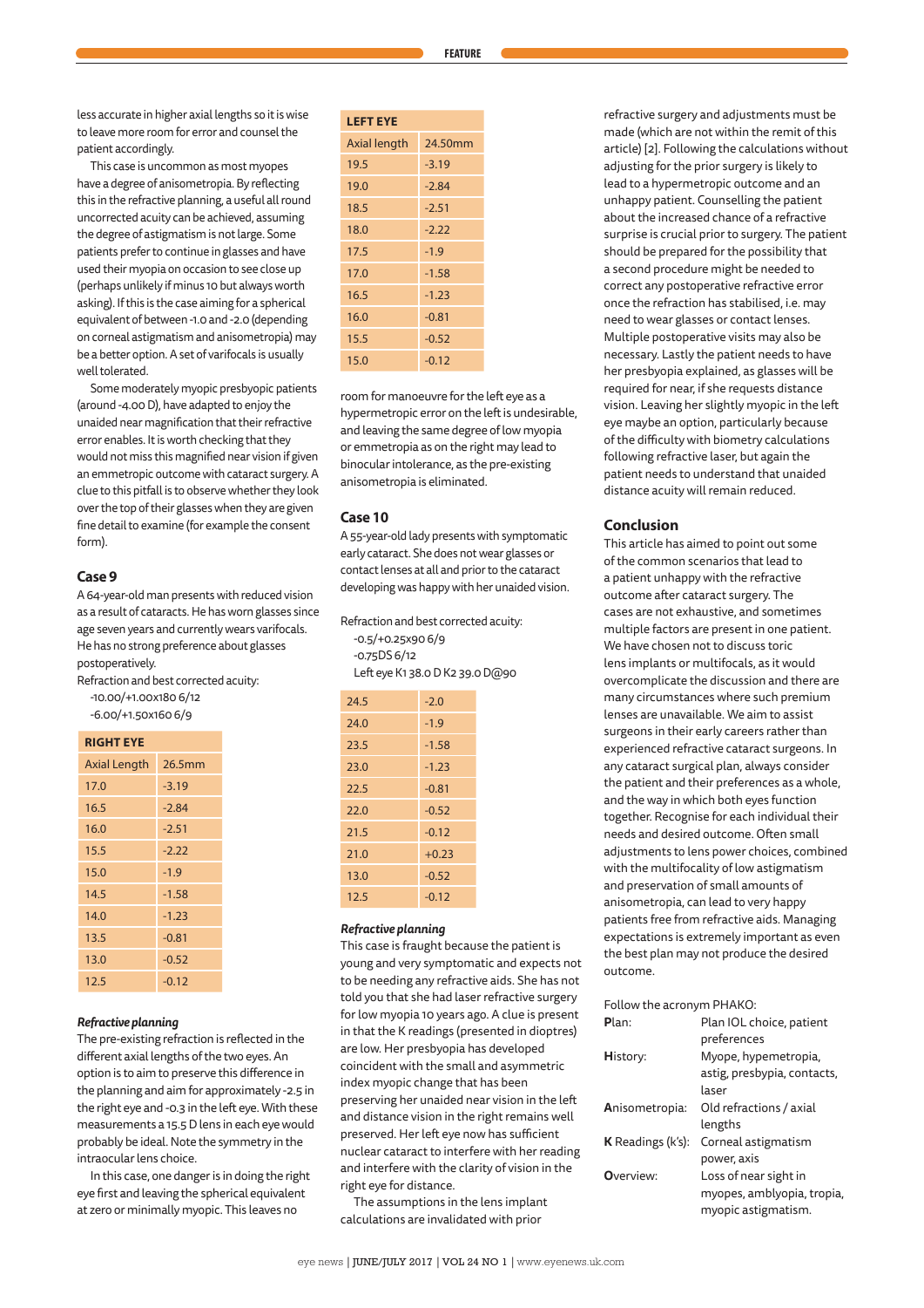less accurate in higher axial lengths so it is wise to leave more room for error and counsel the patient accordingly.

This case is uncommon as most myopes have a degree of anisometropia. By reflecting this in the refractive planning, a useful all round uncorrected acuity can be achieved, assuming the degree of astigmatism is not large. Some patients prefer to continue in glasses and have used their myopia on occasion to see close up (perhaps unlikely if minus 10 but always worth asking). If this is the case aiming for a spherical equivalent of between -1.0 and -2.0 (depending on corneal astigmatism and anisometropia) may be a better option. A set of varifocals is usually well tolerated.

Some moderately myopic presbyopic patients (around -4.00 D), have adapted to enjoy the unaided near magnification that their refractive error enables. It is worth checking that they would not miss this magnified near vision if given an emmetropic outcome with cataract surgery. A clue to this pitfall is to observe whether they look over the top of their glasses when they are given fine detail to examine (for example the consent form).

## Case 9

A 64-year-old man presents with reduced vision as a result of cataracts. He has worn glasses since age seven years and currently wears varifocals. He has no strong preference about glasses postoperatively.

Refraction and best corrected acuity:

- -10.00/+1.00x180 6/12
- -6.00/+1.50x160 6/9

| RIGHT EYE | |
|---|---|
| Axial Length | 26.5mm |
| 17.0 | -3.19 |
| 16.5 | -2.84 |
| 16.0 | -2.51 |
| 15.5 | -2.22 |
| 15.0 | -1.9 |
| 14.5 | -1.58 |
| 14.0 | -1.23 |
| 13.5 | -0.81 |
| 13.0 | -0.52 |
| 12.5 | -0.12 |

| LEFT EYE | |
|---|---|
| Axial length | 24.50mm |
| 19.5 | -3.19 |
| 19.0 | -2.84 |
| 18.5 | -2.51 |
| 18.0 | -2.22 |
| 17.5 | -1.9 |
| 17.0 | -1.58 |
| 16.5 | -1.23 |
| 16.0 | -0.81 |
| 15.5 | -0.52 |
| 15.0 | -0.12 |

### *Refractive planning*

The pre-existing refraction is reflected in the different axial lengths of the two eyes. An option is to aim to preserve this difference in the planning and aim for approximately -2.5 in the right eye and -0.3 in the left eye. With these measurements a 15.5 D lens in each eye would probably be ideal. Note the symmetry in the intraocular lens choice.

In this case, one danger is in doing the right eye first and leaving the spherical equivalent at zero or minimally myopic. This leaves no room for manoeuvre for the left eye as a hypermetropic error on the left is undesirable, and leaving the same degree of low myopia or emmetropia as on the right may lead to binocular intolerance, as the pre-existing anisometropia is eliminated.

## Case 10

A 55-year-old lady presents with symptomatic early cataract. She does not wear glasses or contact lenses at all and prior to the cataract developing was happy with her unaided vision.

Refraction and best corrected acuity:

- -0.5/+0.25x90 6/9
- -0.75DS 6/12
- Left eye K1 38.0 D K2 39.0 D@90

| | |
|---|---|
| 24.5 | -2.0 |
| 24.0 | -1.9 |
| 23.5 | -1.58 |
| 23.0 | -1.23 |
| 22.5 | -0.81 |
| 22.0 | -0.52 |
| 21.5 | -0.12 |
| 21.0 | +0.23 |
| 13.0 | -0.52 |
| 12.5 | -0.12 |

### *Refractive planning*

This case is fraught because the patient is young and very symptomatic and expects not to be needing any refractive aids. She has not told you that she had laser refractive surgery for low myopia 10 years ago. A clue is present in that the K readings (presented in dioptres) are low. Her presbyopia has developed coincident with the small and asymmetric index myopic change that has been preserving her unaided near vision in the left and distance vision in the right remains well preserved. Her left eye now has sufficient nuclear cataract to interfere with her reading and interfere with the clarity of vision in the right eye for distance.

The assumptions in the lens implant calculations are invalidated with prior refractive surgery and adjustments must be made (which are not within the remit of this article) [2]. Following the calculations without adjusting for the prior surgery is likely to lead to a hypermetropic outcome and an unhappy patient. Counselling the patient about the increased chance of a refractive surprise is crucial prior to surgery. The patient should be prepared for the possibility that a second procedure might be needed to correct any postoperative refractive error once the refraction has stabilised, i.e. may need to wear glasses or contact lenses. Multiple postoperative visits may also be necessary. Lastly the patient needs to have her presbyopia explained, as glasses will be required for near, if she requests distance vision. Leaving her slightly myopic in the left eye maybe an option, particularly because of the difficulty with biometry calculations following refractive laser, but again the patient needs to understand that unaided distance acuity will remain reduced.

## Conclusion

This article has aimed to point out some of the common scenarios that lead to a patient unhappy with the refractive outcome after cataract surgery. The cases are not exhaustive, and sometimes multiple factors are present in one patient. We have chosen not to discuss toric lens implants or multifocals, as it would overcomplicate the discussion and there are many circumstances where such premium lenses are unavailable. We aim to assist surgeons in their early careers rather than experienced refractive cataract surgeons. In any cataract surgical plan, always consider the patient and their preferences as a whole, and the way in which both eyes function together. Recognise for each individual their needs and desired outcome. Often small adjustments to lens power choices, combined with the multifocality of low astigmatism and preservation of small amounts of anisometropia, can lead to very happy patients free from refractive aids. Managing expectations is extremely important as even the best plan may not produce the desired outcome.

Follow the acronym PHAKO:

| | |
|---|---|
| **P**lan: | Plan IOL choice, patient preferences |
| **H**istory: | Myope, hypermetropia, astig, presbypia, contacts, laser |
| **A**nisometropia: | Old refractions / axial lengths |
| **K** Readings (k's): | Corneal astigmatism power, axis |
| **O**verview: | Loss of near sight in myopes, amblyopia, tropia, myopic astigmatism. |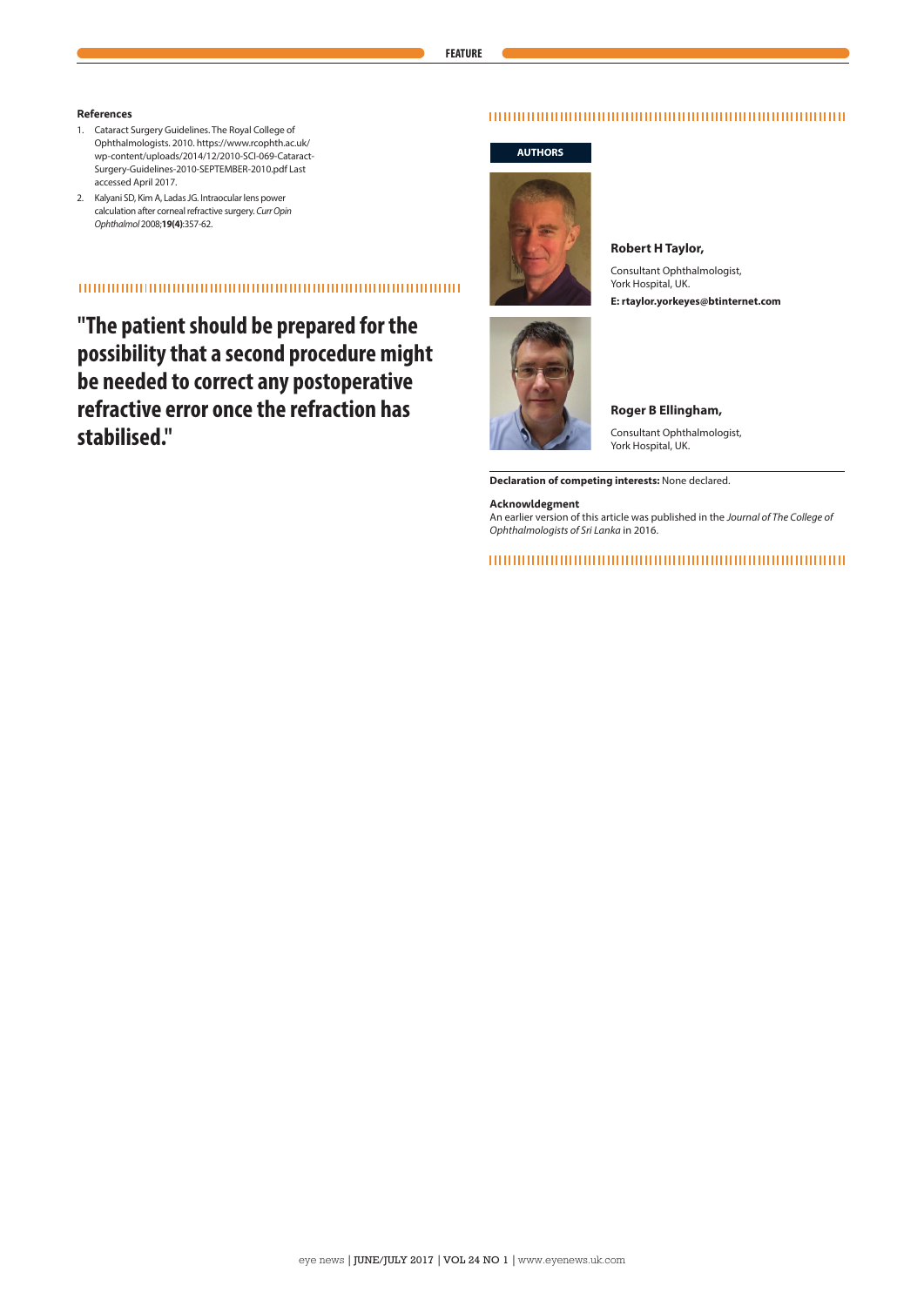**References**

1. Cataract Surgery Guidelines. The Royal College of Ophthalmologists. 2010. https://www.rcophth.ac.uk/wp-content/uploads/2014/12/2010-SCI-069-Cataract-Surgery-Guidelines-2010-SEPTEMBER-2010.pdf Last accessed April 2017.
2. Kalyani SD, Kim A, Ladas JG. Intraocular lens power calculation after corneal refractive surgery. *Curr Opin Ophthalmol* 2008;**19(4)**:357-62.

**"The patient should be prepared for the possibility that a second procedure might be needed to correct any postoperative refractive error once the refraction has stabilised."**

**AUTHORS**

**Robert H Taylor,**

Consultant Ophthalmologist,
York Hospital, UK.

**E: rtaylor.yorkeyes@btinternet.com**

**Roger B Ellingham,**

Consultant Ophthalmologist,
York Hospital, UK.

**Declaration of competing interests:** None declared.

**Acknowldgement**

An earlier version of this article was published in the *Journal of The College of Ophthalmologists of Sri Lanka* in 2016.